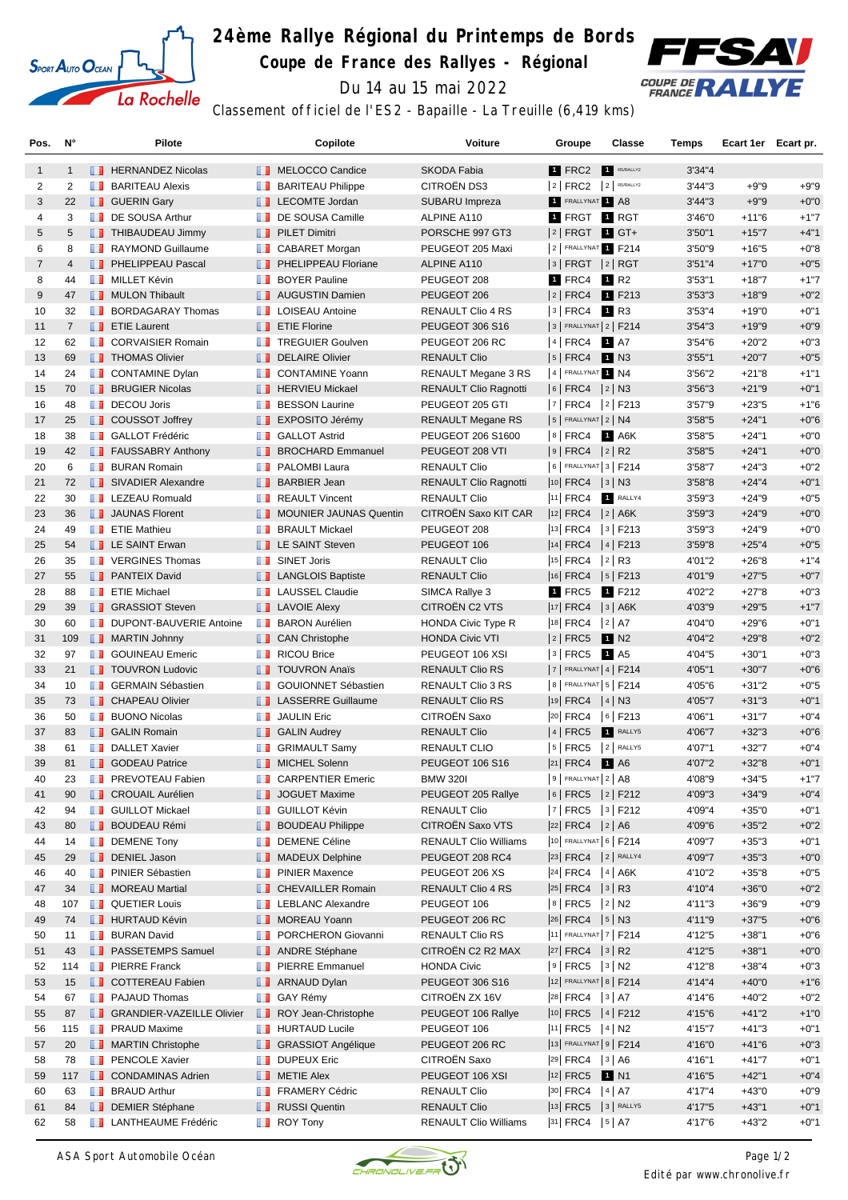# 24ème Rallye Régional du Printemps de Bords

## Coupe de France des Rallyes - Régional

Du 14 au 15 mai 2022

Classement officiel de l'ES2 - Bapaille - La Treuille (6,419 kms)

| Pos. | N° | Pilote | Copilote | Voiture | Groupe | Classe | Temps | Ecart 1er | Ecart pr. |
|---|---|---|---|---|---|---|---|---|---|
| 1 | 1 | HERNANDEZ Nicolas | MELOCCO Candice | SKODA Fabia | 1 FRC2 | 1 R5/RALLY2 | 3'34"4 | | |
| 2 | 2 | BARITEAU Alexis | BARITEAU Philippe | CITROËN DS3 | 2 FRC2 | 2 R5/RALLY2 | 3'44"3 | +9"9 | +9"9 |
| 3 | 22 | GUERIN Gary | LECOMTE Jordan | SUBARU Impreza | 1 FRALLYNAT | 1 A8 | 3'44"3 | +9"9 | +0"0 |
| 4 | 3 | DE SOUSA Arthur | DE SOUSA Camille | ALPINE A110 | 1 FRGT | 1 RGT | 3'46"0 | +11"6 | +1"7 |
| 5 | 5 | THIBAUDEAU Jimmy | PILET Dimitri | PORSCHE 997 GT3 | 2 FRGT | 1 GT+ | 3'50"1 | +15"7 | +4"1 |
| 6 | 8 | RAYMOND Guillaume | CABARET Morgan | PEUGEOT 205 Maxi | 2 FRALLYNAT | 1 F214 | 3'50"9 | +16"5 | +0"8 |
| 7 | 4 | PHELIPPEAU Pascal | PHELIPPEAU Floriane | ALPINE A110 | 3 FRGT | 2 RGT | 3'51"4 | +17"0 | +0"5 |
| 8 | 44 | MILLET Kévin | BOYER Pauline | PEUGEOT 208 | 1 FRC4 | 1 R2 | 3'53"1 | +18"7 | +1"7 |
| 9 | 47 | MULON Thibault | AUGUSTIN Damien | PEUGEOT 206 | 2 FRC4 | 1 F213 | 3'53"3 | +18"9 | +0"2 |
| 10 | 32 | BORDAGARAY Thomas | LOISEAU Antoine | RENAULT Clio 4 RS | 3 FRC4 | 1 R3 | 3'53"4 | +19"0 | +0"1 |
| 11 | 7 | ETIE Laurent | ETIE Florine | PEUGEOT 306 S16 | 3 FRALLYNAT | 2 F214 | 3'54"3 | +19"9 | +0"9 |
| 12 | 62 | CORVAISIER Romain | TREGUIER Goulven | PEUGEOT 206 RC | 4 FRC4 | 1 A7 | 3'54"6 | +20"2 | +0"3 |
| 13 | 69 | THOMAS Olivier | DELAIRE Olivier | RENAULT Clio | 5 FRC4 | 1 N3 | 3'55"1 | +20"7 | +0"5 |
| 14 | 24 | CONTAMINE Dylan | CONTAMINE Yoann | RENAULT Megane 3 RS | 4 FRALLYNAT | 1 N4 | 3'56"2 | +21"8 | +1"1 |
| 15 | 70 | BRUGIER Nicolas | HERVIEU Mickael | RENAULT Clio Ragnotti | 6 FRC4 | 2 N3 | 3'56"3 | +21"9 | +0"1 |
| 16 | 48 | DECOU Joris | BESSON Laurine | PEUGEOT 205 GTI | 7 FRC4 | 2 F213 | 3'57"9 | +23"5 | +1"6 |
| 17 | 25 | COUSSOT Joffrey | EXPOSITO Jérémy | RENAULT Megane RS | 5 FRALLYNAT | 2 N4 | 3'58"5 | +24"1 | +0"6 |
| 18 | 38 | GALLOT Frédéric | GALLOT Astrid | PEUGEOT 206 S1600 | 8 FRC4 | 1 A6K | 3'58"5 | +24"1 | +0"0 |
| 19 | 42 | FAUSSABRY Anthony | BROCHARD Emmanuel | PEUGEOT 208 VTI | 9 FRC4 | 2 R2 | 3'58"5 | +24"1 | +0"0 |
| 20 | 6 | BURAN Romain | PALOMBI Laura | RENAULT Clio | 6 FRALLYNAT | 3 F214 | 3'58"7 | +24"3 | +0"2 |
| 21 | 72 | SIVADIER Alexandre | BARBIER Jean | RENAULT Clio Ragnotti | 10 FRC4 | 3 N3 | 3'58"8 | +24"4 | +0"1 |
| 22 | 30 | LEZEAU Romuald | REAULT Vincent | RENAULT Clio | 11 FRC4 | 1 RALLY4 | 3'59"3 | +24"9 | +0"5 |
| 23 | 36 | JAUNAS Florent | MOUNIER JAUNAS Quentin | CITROËN Saxo KIT CAR | 12 FRC4 | 2 A6K | 3'59"3 | +24"9 | +0"0 |
| 24 | 49 | ETIE Mathieu | BRAULT Mickael | PEUGEOT 208 | 13 FRC4 | 3 F213 | 3'59"3 | +24"9 | +0"0 |
| 25 | 54 | LE SAINT Erwan | LE SAINT Steven | PEUGEOT 106 | 14 FRC4 | 4 F213 | 3'59"8 | +25"4 | +0"5 |
| 26 | 35 | VERGINES Thomas | SINET Joris | RENAULT Clio | 15 FRC4 | 2 R3 | 4'01"2 | +26"8 | +1"4 |
| 27 | 55 | PANTEIX David | LANGLOIS Baptiste | RENAULT Clio | 16 FRC4 | 5 F213 | 4'01"9 | +27"5 | +0"7 |
| 28 | 88 | ETIE Michael | LAUSSEL Claudie | SIMCA Rallye 3 | 1 FRC5 | 1 F212 | 4'02"2 | +27"8 | +0"3 |
| 29 | 39 | GRASSIOT Steven | LAVOIE Alexy | CITROËN C2 VTS | 17 FRC4 | 3 A6K | 4'03"9 | +29"5 | +1"7 |
| 30 | 60 | DUPONT-BAUVERIE Antoine | BARON Aurélien | HONDA Civic Type R | 18 FRC4 | 2 A7 | 4'04"0 | +29"6 | +0"1 |
| 31 | 109 | MARTIN Johnny | CAN Christophe | HONDA Civic VTI | 2 FRC5 | 1 N2 | 4'04"2 | +29"8 | +0"2 |
| 32 | 97 | GOUINEAU Emeric | RICOU Brice | PEUGEOT 106 XSI | 3 FRC5 | 1 A5 | 4'04"5 | +30"1 | +0"3 |
| 33 | 21 | TOUVRON Ludovic | TOUVRON Anaïs | RENAULT Clio RS | 7 FRALLYNAT | 4 F214 | 4'05"1 | +30"7 | +0"6 |
| 34 | 10 | GERMAIN Sébastien | GOUIONNET Sébastien | RENAULT Clio 3 RS | 8 FRALLYNAT | 5 F214 | 4'05"6 | +31"2 | +0"5 |
| 35 | 73 | CHAPEAU Olivier | LASSERRE Guillaume | RENAULT Clio RS | 19 FRC4 | 4 N3 | 4'05"7 | +31"3 | +0"1 |
| 36 | 50 | BUONO Nicolas | JAULIN Eric | CITROËN Saxo | 20 FRC4 | 6 F213 | 4'06"1 | +31"7 | +0"4 |
| 37 | 83 | GALIN Romain | GALIN Audrey | RENAULT Clio | 4 FRC5 | 1 RALLY5 | 4'06"7 | +32"3 | +0"6 |
| 38 | 61 | DALLET Xavier | GRIMAULT Samy | RENAULT CLIO | 5 FRC5 | 2 RALLY5 | 4'07"1 | +32"7 | +0"4 |
| 39 | 81 | GODEAU Patrice | MICHEL Solenn | PEUGEOT 106 S16 | 21 FRC4 | 1 A6 | 4'07"2 | +32"8 | +0"1 |
| 40 | 23 | PREVOTEAU Fabien | CARPENTIER Emeric | BMW 320I | 9 FRALLYNAT | 2 A8 | 4'08"9 | +34"5 | +1"7 |
| 41 | 90 | CROUAIL Aurélien | JOGUET Maxime | PEUGEOT 205 Rallye | 6 FRC5 | 2 F212 | 4'09"3 | +34"9 | +0"4 |
| 42 | 94 | GUILLOT Mickael | GUILLOT Kévin | RENAULT Clio | 7 FRC5 | 3 F212 | 4'09"4 | +35"0 | +0"1 |
| 43 | 80 | BOUDEAU Rémi | BOUDEAU Philippe | CITROËN Saxo VTS | 22 FRC4 | 2 A6 | 4'09"6 | +35"2 | +0"2 |
| 44 | 14 | DEMENE Tony | DEMENE Céline | RENAULT Clio Williams | 10 FRALLYNAT | 6 F214 | 4'09"7 | +35"3 | +0"1 |
| 45 | 29 | DENIEL Jason | MADEUX Delphine | PEUGEOT 208 RC4 | 23 FRC4 | 2 RALLY4 | 4'09"7 | +35"3 | +0"0 |
| 46 | 40 | PINIER Sébastien | PINIER Maxence | PEUGEOT 206 XS | 24 FRC4 | 4 A6K | 4'10"2 | +35"8 | +0"5 |
| 47 | 34 | MOREAU Martial | CHEVAILLER Romain | RENAULT Clio 4 RS | 25 FRC4 | 3 R3 | 4'10"4 | +36"0 | +0"2 |
| 48 | 107 | QUETIER Louis | LEBLANC Alexandre | PEUGEOT 106 | 8 FRC5 | 2 N2 | 4'11"3 | +36"9 | +0"9 |
| 49 | 74 | HURTAUD Kévin | MOREAU Yoann | PEUGEOT 206 RC | 26 FRC4 | 5 N3 | 4'11"9 | +37"5 | +0"6 |
| 50 | 11 | BURAN David | PORCHERON Giovanni | RENAULT Clio RS | 11 FRALLYNAT | 7 F214 | 4'12"5 | +38"1 | +0"6 |
| 51 | 43 | PASSETEMPS Samuel | ANDRE Stéphane | CITROËN C2 R2 MAX | 27 FRC4 | 3 R2 | 4'12"5 | +38"1 | +0"0 |
| 52 | 114 | PIERRE Franck | PIERRE Emmanuel | HONDA Civic | 9 FRC5 | 3 N2 | 4'12"8 | +38"4 | +0"3 |
| 53 | 15 | COTTEREAU Fabien | ARNAUD Dylan | PEUGEOT 306 S16 | 12 FRALLYNAT | 8 F214 | 4'14"4 | +40"0 | +1"6 |
| 54 | 67 | PAJAUD Thomas | GAY Rémy | CITROËN ZX 16V | 28 FRC4 | 3 A7 | 4'14"6 | +40"2 | +0"2 |
| 55 | 87 | GRANDIER-VAZEILLE Olivier | ROY Jean-Christophe | PEUGEOT 106 Rallye | 10 FRC5 | 4 F212 | 4'15"6 | +41"2 | +1"0 |
| 56 | 115 | PRAUD Maxime | HURTAUD Lucile | PEUGEOT 106 | 11 FRC5 | 4 N2 | 4'15"7 | +41"3 | +0"1 |
| 57 | 20 | MARTIN Christophe | GRASSIOT Angélique | PEUGEOT 206 RC | 13 FRALLYNAT | 9 F214 | 4'16"0 | +41"6 | +0"3 |
| 58 | 78 | PENCOLE Xavier | DUPEUX Eric | CITROËN Saxo | 29 FRC4 | 3 A6 | 4'16"1 | +41"7 | +0"1 |
| 59 | 117 | CONDAMINAS Adrien | METIE Alex | PEUGEOT 106 XSI | 12 FRC5 | 1 N1 | 4'16"5 | +42"1 | +0"4 |
| 60 | 63 | BRAUD Arthur | FRAMERY Cédric | RENAULT Clio | 30 FRC4 | 4 A7 | 4'17"4 | +43"0 | +0"9 |
| 61 | 84 | DEMIER Stéphane | RUSSI Quentin | RENAULT Clio | 13 FRC5 | 3 RALLY5 | 4'17"5 | +43"1 | +0"1 |
| 62 | 58 | LANTHEAUME Frédéric | ROY Tony | RENAULT Clio Williams | 31 FRC4 | 5 A7 | 4'17"6 | +43"2 | +0"1 |

ASA Sport Automobile Océan

Edité par www.chronolive.fr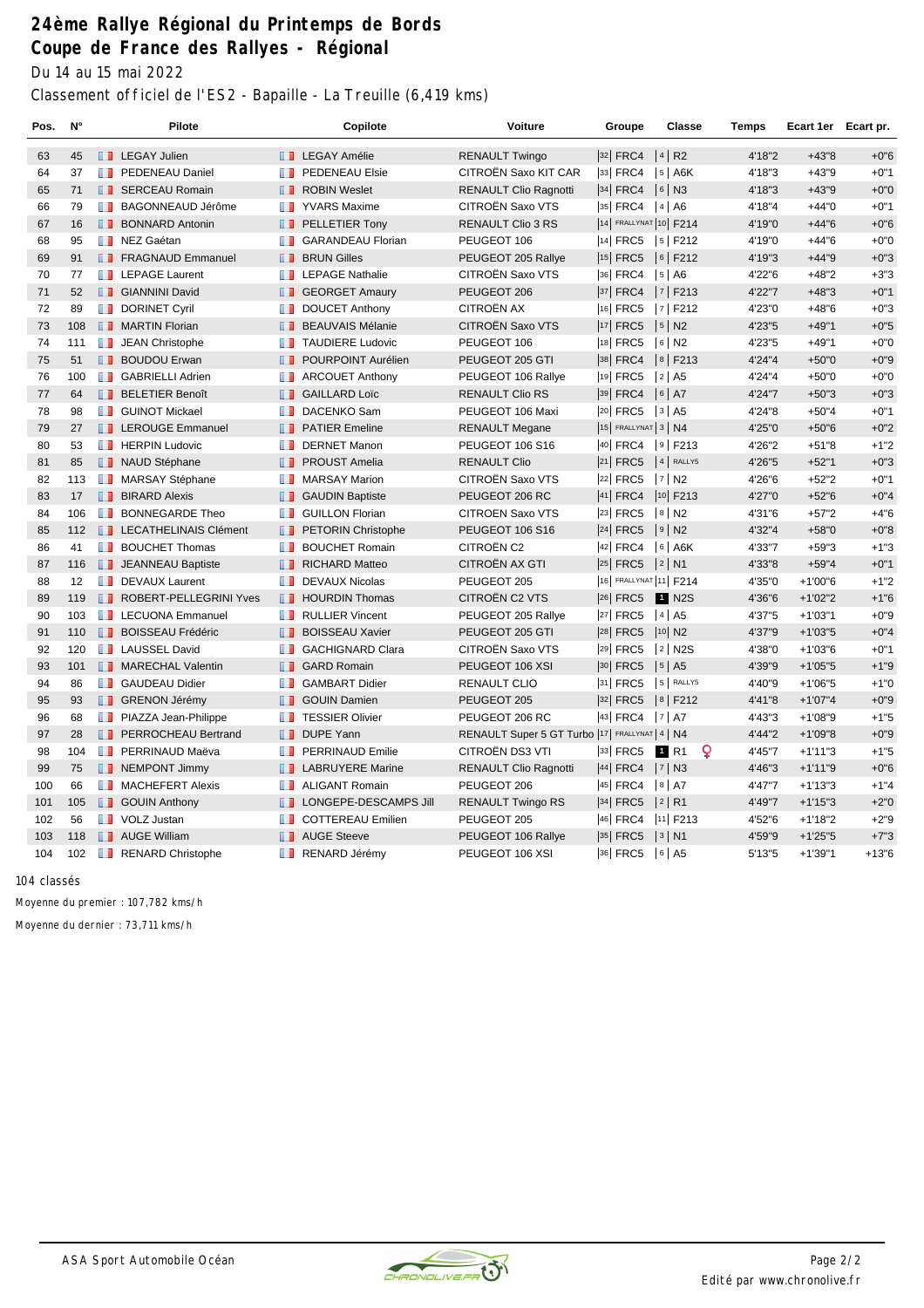# 24ème Rallye Régional du Printemps de Bords
# Coupe de France des Rallyes - Régional

Du 14 au 15 mai 2022

Classement officiel de l'ES2 - Bapaille - La Treuille (6,419 kms)

| Pos. | N° | Pilote | Copilote | Voiture | Groupe | Classe | Temps | Ecart 1er | Ecart pr. |
|---|---|---|---|---|---|---|---|---|---|
| 63 | 45 | LEGAY Julien | LEGAY Amélie | RENAULT Twingo | 32 FRC4 | 4 R2 | 4'18"2 | +43"8 | +0"6 |
| 64 | 37 | PEDENEAU Daniel | PEDENEAU Elsie | CITROËN Saxo KIT CAR | 33 FRC4 | 5 A6K | 4'18"3 | +43"9 | +0"1 |
| 65 | 71 | SERCEAU Romain | ROBIN Weslet | RENAULT Clio Ragnotti | 34 FRC4 | 6 N3 | 4'18"3 | +43"9 | +0"0 |
| 66 | 79 | BAGONNEAUD Jérôme | YVARS Maxime | CITROËN Saxo VTS | 35 FRC4 | 4 A6 | 4'18"4 | +44"0 | +0"1 |
| 67 | 16 | BONNARD Antonin | PELLETIER Tony | RENAULT Clio 3 RS | 14 FRALLYNAT | 10 F214 | 4'19"0 | +44"6 | +0"6 |
| 68 | 95 | NEZ Gaétan | GARANDEAU Florian | PEUGEOT 106 | 14 FRC5 | 5 F212 | 4'19"0 | +44"6 | +0"0 |
| 69 | 91 | FRAGNAUD Emmanuel | BRUN Gilles | PEUGEOT 205 Rallye | 15 FRC5 | 6 F212 | 4'19"3 | +44"9 | +0"3 |
| 70 | 77 | LEPAGE Laurent | LEPAGE Nathalie | CITROËN Saxo VTS | 36 FRC4 | 5 A6 | 4'22"6 | +48"2 | +3"3 |
| 71 | 52 | GIANNINI David | GEORGET Amaury | PEUGEOT 206 | 37 FRC4 | 7 F213 | 4'22"7 | +48"3 | +0"1 |
| 72 | 89 | DORINET Cyril | DOUCET Anthony | CITROËN AX | 16 FRC5 | 7 F212 | 4'23"0 | +48"6 | +0"3 |
| 73 | 108 | MARTIN Florian | BEAUVAIS Mélanie | CITROËN Saxo VTS | 17 FRC5 | 5 N2 | 4'23"5 | +49"1 | +0"5 |
| 74 | 111 | JEAN Christophe | TAUDIERE Ludovic | PEUGEOT 106 | 18 FRC5 | 6 N2 | 4'23"5 | +49"1 | +0"0 |
| 75 | 51 | BOUDOU Erwan | POURPOINT Aurélien | PEUGEOT 205 GTI | 38 FRC4 | 8 F213 | 4'24"4 | +50"0 | +0"9 |
| 76 | 100 | GABRIELLI Adrien | ARCOUET Anthony | PEUGEOT 106 Rallye | 19 FRC5 | 2 A5 | 4'24"4 | +50"0 | +0"0 |
| 77 | 64 | BELETIER Benoît | GAILLARD Loïc | RENAULT Clio RS | 39 FRC4 | 6 A7 | 4'24"7 | +50"3 | +0"3 |
| 78 | 98 | GUINOT Mickael | DACENKO Sam | PEUGEOT 106 Maxi | 20 FRC5 | 3 A5 | 4'24"8 | +50"4 | +0"1 |
| 79 | 27 | LEROUGE Emmanuel | PATIER Emeline | RENAULT Megane | 15 FRALLYNAT | 3 N4 | 4'25"0 | +50"6 | +0"2 |
| 80 | 53 | HERPIN Ludovic | DERNET Manon | PEUGEOT 106 S16 | 40 FRC4 | 9 F213 | 4'26"2 | +51"8 | +1"2 |
| 81 | 85 | NAUD Stéphane | PROUST Amelia | RENAULT Clio | 21 FRC5 | 4 RALLY5 | 4'26"5 | +52"1 | +0"3 |
| 82 | 113 | MARSAY Stéphane | MARSAY Marion | CITROËN Saxo VTS | 22 FRC5 | 7 N2 | 4'26"6 | +52"2 | +0"1 |
| 83 | 17 | BIRARD Alexis | GAUDIN Baptiste | PEUGEOT 206 RC | 41 FRC4 | 10 F213 | 4'27"0 | +52"6 | +0"4 |
| 84 | 106 | BONNEGARDE Theo | GUILLON Florian | CITROEN Saxo VTS | 23 FRC5 | 8 N2 | 4'31"6 | +57"2 | +4"6 |
| 85 | 112 | LECATHELINAIS Clément | PETORIN Christophe | PEUGEOT 106 S16 | 24 FRC5 | 9 N2 | 4'32"4 | +58"0 | +0"8 |
| 86 | 41 | BOUCHET Thomas | BOUCHET Romain | CITROËN C2 | 42 FRC4 | 6 A6K | 4'33"7 | +59"3 | +1"3 |
| 87 | 116 | JEANNEAU Baptiste | RICHARD Matteo | CITROËN AX GTI | 25 FRC5 | 2 N1 | 4'33"8 | +59"4 | +0"1 |
| 88 | 12 | DEVAUX Laurent | DEVAUX Nicolas | PEUGEOT 205 | 16 FRALLYNAT | 11 F214 | 4'35"0 | +1'00"6 | +1"2 |
| 89 | 119 | ROBERT-PELLEGRINI Yves | HOURDIN Thomas | CITROËN C2 VTS | 26 FRC5 | 1 N2S | 4'36"6 | +1'02"2 | +1"6 |
| 90 | 103 | LECUONA Emmanuel | RULLIER Vincent | PEUGEOT 205 Rallye | 27 FRC5 | 4 A5 | 4'37"5 | +1'03"1 | +0"9 |
| 91 | 110 | BOISSEAU Frédéric | BOISSEAU Xavier | PEUGEOT 205 GTI | 28 FRC5 | 10 N2 | 4'37"9 | +1'03"5 | +0"4 |
| 92 | 120 | LAUSSEL David | GACHIGNARD Clara | CITROËN Saxo VTS | 29 FRC5 | 2 N2S | 4'38"0 | +1'03"6 | +0"1 |
| 93 | 101 | MARECHAL Valentin | GARD Romain | PEUGEOT 106 XSI | 30 FRC5 | 5 A5 | 4'39"9 | +1'05"5 | +1"9 |
| 94 | 86 | GAUDEAU Didier | GAMBART Didier | RENAULT CLIO | 31 FRC5 | 5 RALLY5 | 4'40"9 | +1'06"5 | +1"0 |
| 95 | 93 | GRENON Jérémy | GOUIN Damien | PEUGEOT 205 | 32 FRC5 | 8 F212 | 4'41"8 | +1'07"4 | +0"9 |
| 96 | 68 | PIAZZA Jean-Philippe | TESSIER Olivier | PEUGEOT 206 RC | 43 FRC4 | 7 A7 | 4'43"3 | +1'08"9 | +1"5 |
| 97 | 28 | PERROCHEAU Bertrand | DUPE Yann | RENAULT Super 5 GT Turbo | 17 FRALLYNAT | 4 N4 | 4'44"2 | +1'09"8 | +0"9 |
| 98 | 104 | PERRINAUD Maëva | PERRINAUD Emilie | CITROËN DS3 VTI | 33 FRC5 | 1 R1 ♀ | 4'45"7 | +1'11"3 | +1"5 |
| 99 | 75 | NEMPONT Jimmy | LABRUYERE Marine | RENAULT Clio Ragnotti | 44 FRC4 | 7 N3 | 4'46"3 | +1'11"9 | +0"6 |
| 100 | 66 | MACHEFERT Alexis | ALIGANT Romain | PEUGEOT 206 | 45 FRC4 | 8 A7 | 4'47"7 | +1'13"3 | +1"4 |
| 101 | 105 | GOUIN Anthony | LONGEPE-DESCAMPS Jill | RENAULT Twingo RS | 34 FRC5 | 2 R1 | 4'49"7 | +1'15"3 | +2"0 |
| 102 | 56 | VOLZ Justan | COTTEREAU Emilien | PEUGEOT 205 | 46 FRC4 | 11 F213 | 4'52"6 | +1'18"2 | +2"9 |
| 103 | 118 | AUGE William | AUGE Steeve | PEUGEOT 106 Rallye | 35 FRC5 | 3 N1 | 4'59"9 | +1'25"5 | +7"3 |
| 104 | 102 | RENARD Christophe | RENARD Jérémy | PEUGEOT 106 XSI | 36 FRC5 | 6 A5 | 5'13"5 | +1'39"1 | +13"6 |

104 classés

Moyenne du premier : 107,782 kms/h

Moyenne du dernier : 73,711 kms/h

ASA Sport Automobile Océan

Edité par www.chronolive.fr